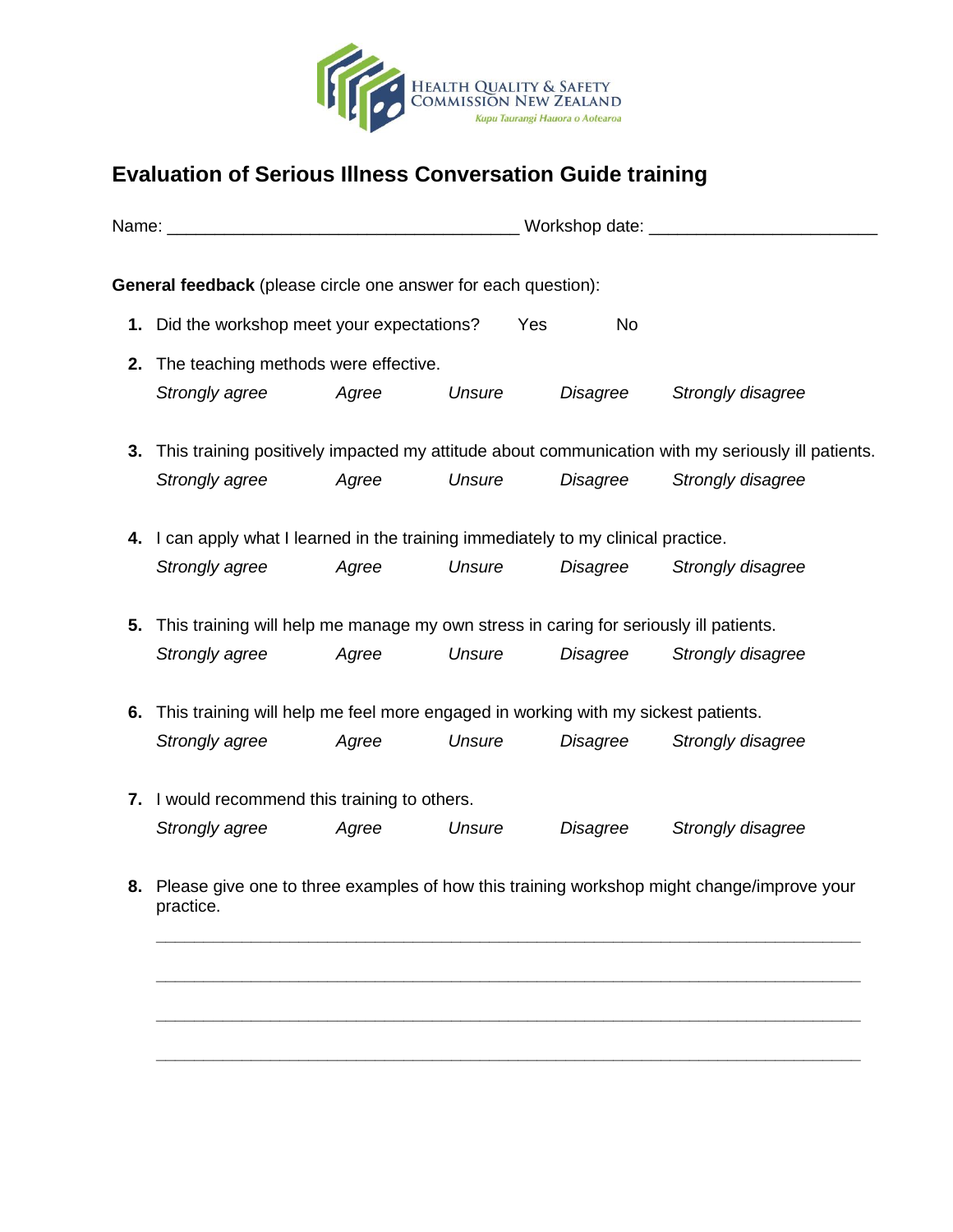HEALTH QUALITY & SAFETY COMMISSION NEW ZEALAND

*Kupu Taurangi Hauora o Aotearoa*

# Evaluation of Serious Illness Conversation Guide training

Name: ____________________________________ Workshop date: _______________________

**General feedback** (please circle one answer for each question):

1. Did the workshop meet your expectations? Yes No

2. The teaching methods were effective.

   *Strongly agree* *Agree* *Unsure* *Disagree* *Strongly disagree*

3. This training positively impacted my attitude about communication with my seriously ill patients.

   *Strongly agree* *Agree* *Unsure* *Disagree* *Strongly disagree*

4. I can apply what I learned in the training immediately to my clinical practice.

   *Strongly agree* *Agree* *Unsure* *Disagree* *Strongly disagree*

5. This training will help me manage my own stress in caring for seriously ill patients.

   *Strongly agree* *Agree* *Unsure* *Disagree* *Strongly disagree*

6. This training will help me feel more engaged in working with my sickest patients.

   *Strongly agree* *Agree* *Unsure* *Disagree* *Strongly disagree*

7. I would recommend this training to others.

   *Strongly agree* *Agree* *Unsure* *Disagree* *Strongly disagree*

8. Please give one to three examples of how this training workshop might change/improve your practice.

   ________________________________________________________________________

   ________________________________________________________________________

   ________________________________________________________________________

   ________________________________________________________________________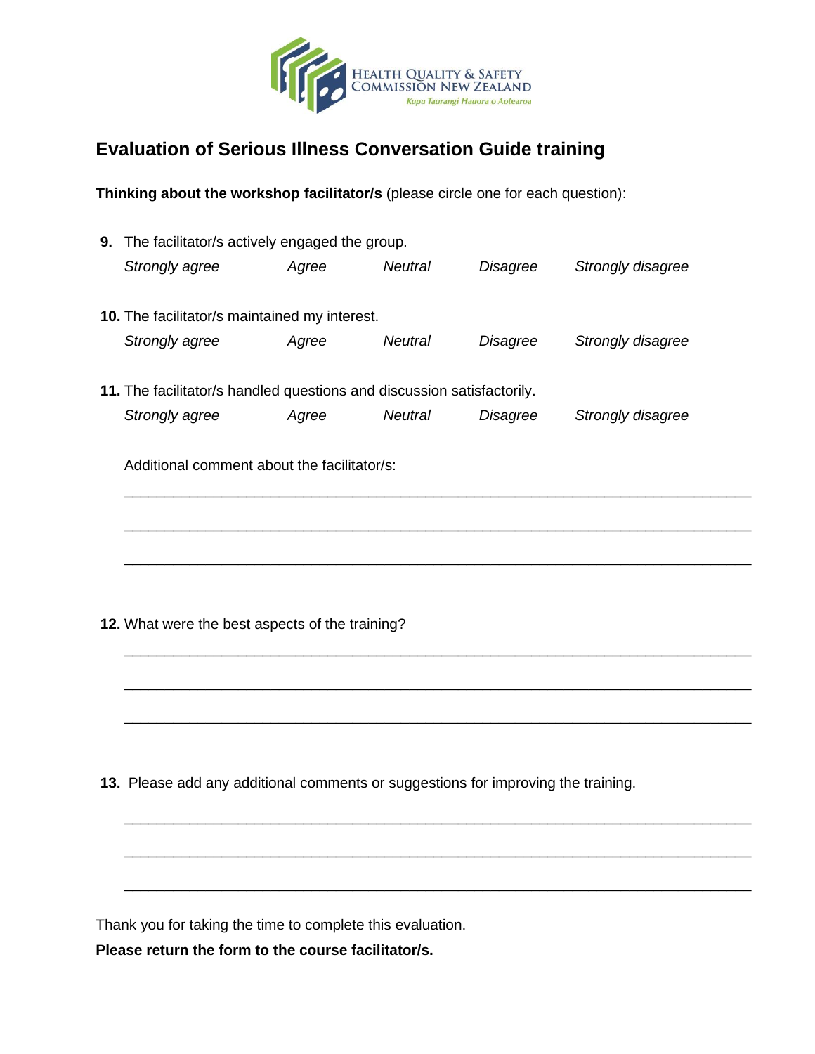HEALTH QUALITY & SAFETY COMMISSION NEW ZEALAND
*Kupu Taurangi Hauora o Aotearoa*

## Evaluation of Serious Illness Conversation Guide training

**Thinking about the workshop facilitator/s** (please circle one for each question):

**9.** The facilitator/s actively engaged the group.

*Strongly agree* *Agree* *Neutral* *Disagree* *Strongly disagree*

**10.** The facilitator/s maintained my interest.

*Strongly agree* *Agree* *Neutral* *Disagree* *Strongly disagree*

**11.** The facilitator/s handled questions and discussion satisfactorily.

*Strongly agree* *Agree* *Neutral* *Disagree* *Strongly disagree*

Additional comment about the facilitator/s:

\_\_\_\_\_\_\_\_\_\_\_\_\_\_\_\_\_\_\_\_\_\_\_\_\_\_\_\_\_\_\_\_\_\_\_\_\_\_\_\_\_\_\_\_\_\_\_\_\_\_\_\_\_\_\_\_\_\_\_\_\_\_\_\_\_\_\_\_\_\_

\_\_\_\_\_\_\_\_\_\_\_\_\_\_\_\_\_\_\_\_\_\_\_\_\_\_\_\_\_\_\_\_\_\_\_\_\_\_\_\_\_\_\_\_\_\_\_\_\_\_\_\_\_\_\_\_\_\_\_\_\_\_\_\_\_\_\_\_\_\_

\_\_\_\_\_\_\_\_\_\_\_\_\_\_\_\_\_\_\_\_\_\_\_\_\_\_\_\_\_\_\_\_\_\_\_\_\_\_\_\_\_\_\_\_\_\_\_\_\_\_\_\_\_\_\_\_\_\_\_\_\_\_\_\_\_\_\_\_\_\_

**12.** What were the best aspects of the training?

\_\_\_\_\_\_\_\_\_\_\_\_\_\_\_\_\_\_\_\_\_\_\_\_\_\_\_\_\_\_\_\_\_\_\_\_\_\_\_\_\_\_\_\_\_\_\_\_\_\_\_\_\_\_\_\_\_\_\_\_\_\_\_\_\_\_\_\_\_\_

\_\_\_\_\_\_\_\_\_\_\_\_\_\_\_\_\_\_\_\_\_\_\_\_\_\_\_\_\_\_\_\_\_\_\_\_\_\_\_\_\_\_\_\_\_\_\_\_\_\_\_\_\_\_\_\_\_\_\_\_\_\_\_\_\_\_\_\_\_\_

\_\_\_\_\_\_\_\_\_\_\_\_\_\_\_\_\_\_\_\_\_\_\_\_\_\_\_\_\_\_\_\_\_\_\_\_\_\_\_\_\_\_\_\_\_\_\_\_\_\_\_\_\_\_\_\_\_\_\_\_\_\_\_\_\_\_\_\_\_\_

**13.** Please add any additional comments or suggestions for improving the training.

\_\_\_\_\_\_\_\_\_\_\_\_\_\_\_\_\_\_\_\_\_\_\_\_\_\_\_\_\_\_\_\_\_\_\_\_\_\_\_\_\_\_\_\_\_\_\_\_\_\_\_\_\_\_\_\_\_\_\_\_\_\_\_\_\_\_\_\_\_\_

\_\_\_\_\_\_\_\_\_\_\_\_\_\_\_\_\_\_\_\_\_\_\_\_\_\_\_\_\_\_\_\_\_\_\_\_\_\_\_\_\_\_\_\_\_\_\_\_\_\_\_\_\_\_\_\_\_\_\_\_\_\_\_\_\_\_\_\_\_\_

\_\_\_\_\_\_\_\_\_\_\_\_\_\_\_\_\_\_\_\_\_\_\_\_\_\_\_\_\_\_\_\_\_\_\_\_\_\_\_\_\_\_\_\_\_\_\_\_\_\_\_\_\_\_\_\_\_\_\_\_\_\_\_\_\_\_\_\_\_\_

Thank you for taking the time to complete this evaluation.

**Please return the form to the course facilitator/s.**